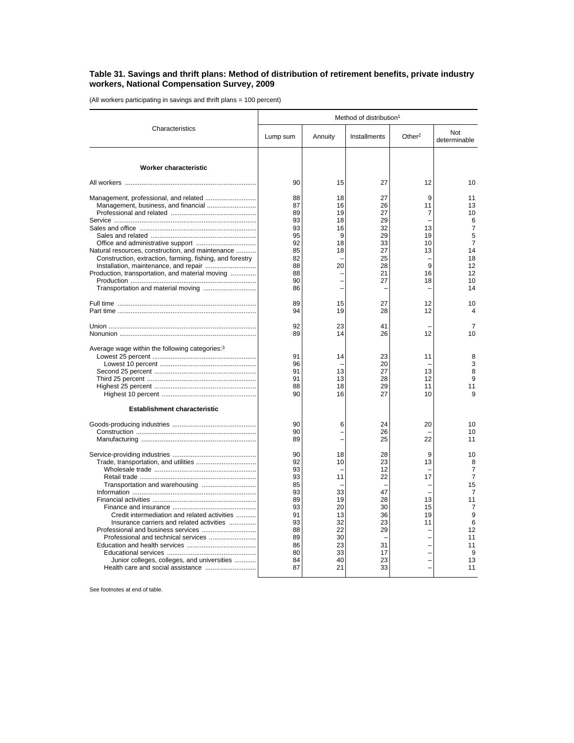### Table 31. Savings and thrift plans: Method of distribution of retirement benefits, private industry workers, National Compensation Survey, 2009

(All workers participating in savings and thrift plans = 100 percent)

| Characteristics | Method of distribution[1] | | | | |
|---|---|---|---|---|---|
| | Lump sum | Annuity | Installments | Other[2] | Not determinable |
| **Worker characteristic** | | | | | |
| All workers | 90 | 15 | 27 | 12 | 10 |
| Management, professional, and related | 88 | 18 | 27 | 9 | 11 |
| Management, business, and financial | 87 | 16 | 26 | 11 | 13 |
| Professional and related | 89 | 19 | 27 | 7 | 10 |
| Service | 93 | 18 | 29 | – | 6 |
| Sales and office | 93 | 16 | 32 | 13 | 7 |
| Sales and related | 95 | 9 | 29 | 19 | 5 |
| Office and administrative support | 92 | 18 | 33 | 10 | 7 |
| Natural resources, construction, and maintenance | 85 | 18 | 27 | 13 | 14 |
| Construction, extraction, farming, fishing, and forestry | 82 | – | 25 | – | 18 |
| Installation, maintenance, and repair | 88 | 20 | 28 | 9 | 12 |
| Production, transportation, and material moving | 88 | – | 21 | 16 | 12 |
| Production | 90 | – | 27 | 18 | 10 |
| Transportation and material moving | 86 | – | – | – | 14 |
| Full time | 89 | 15 | 27 | 12 | 10 |
| Part time | 94 | 19 | 28 | 12 | 4 |
| Union | 92 | 23 | 41 | – | 7 |
| Nonunion | 89 | 14 | 26 | 12 | 10 |
| Average wage within the following categories:[3] | | | | | |
| Lowest 25 percent | 91 | 14 | 23 | 11 | 8 |
| Lowest 10 percent | 96 | – | 20 | – | 3 |
| Second 25 percent | 91 | 13 | 27 | 13 | 8 |
| Third 25 percent | 91 | 13 | 28 | 12 | 9 |
| Highest 25 percent | 88 | 18 | 29 | 11 | 11 |
| Highest 10 percent | 90 | 16 | 27 | 10 | 9 |
| **Establishment characteristic** | | | | | |
| Goods-producing industries | 90 | 6 | 24 | 20 | 10 |
| Construction | 90 | – | 26 | – | 10 |
| Manufacturing | 89 | – | 25 | 22 | 11 |
| Service-providing industries | 90 | 18 | 28 | 9 | 10 |
| Trade, transportation, and utilities | 92 | 10 | 23 | 13 | 8 |
| Wholesale trade | 93 | – | 12 | – | 7 |
| Retail trade | 93 | 11 | 22 | 17 | 7 |
| Transportation and warehousing | 85 | – | – | – | 15 |
| Information | 93 | 33 | 47 | – | 7 |
| Financial activities | 89 | 19 | 28 | 13 | 11 |
| Finance and insurance | 93 | 20 | 30 | 15 | 7 |
| Credit intermediation and related activities | 91 | 13 | 36 | 19 | 9 |
| Insurance carriers and related activities | 93 | 32 | 23 | 11 | 6 |
| Professional and business services | 88 | 22 | 29 | – | 12 |
| Professional and technical services | 89 | 30 | – | – | 11 |
| Education and health services | 86 | 23 | 31 | – | 11 |
| Educational services | 80 | 33 | 17 | – | 9 |
| Junior colleges, colleges, and universities | 84 | 40 | 23 | – | 13 |
| Health care and social assistance | 87 | 21 | 33 | – | 11 |

See footnotes at end of table.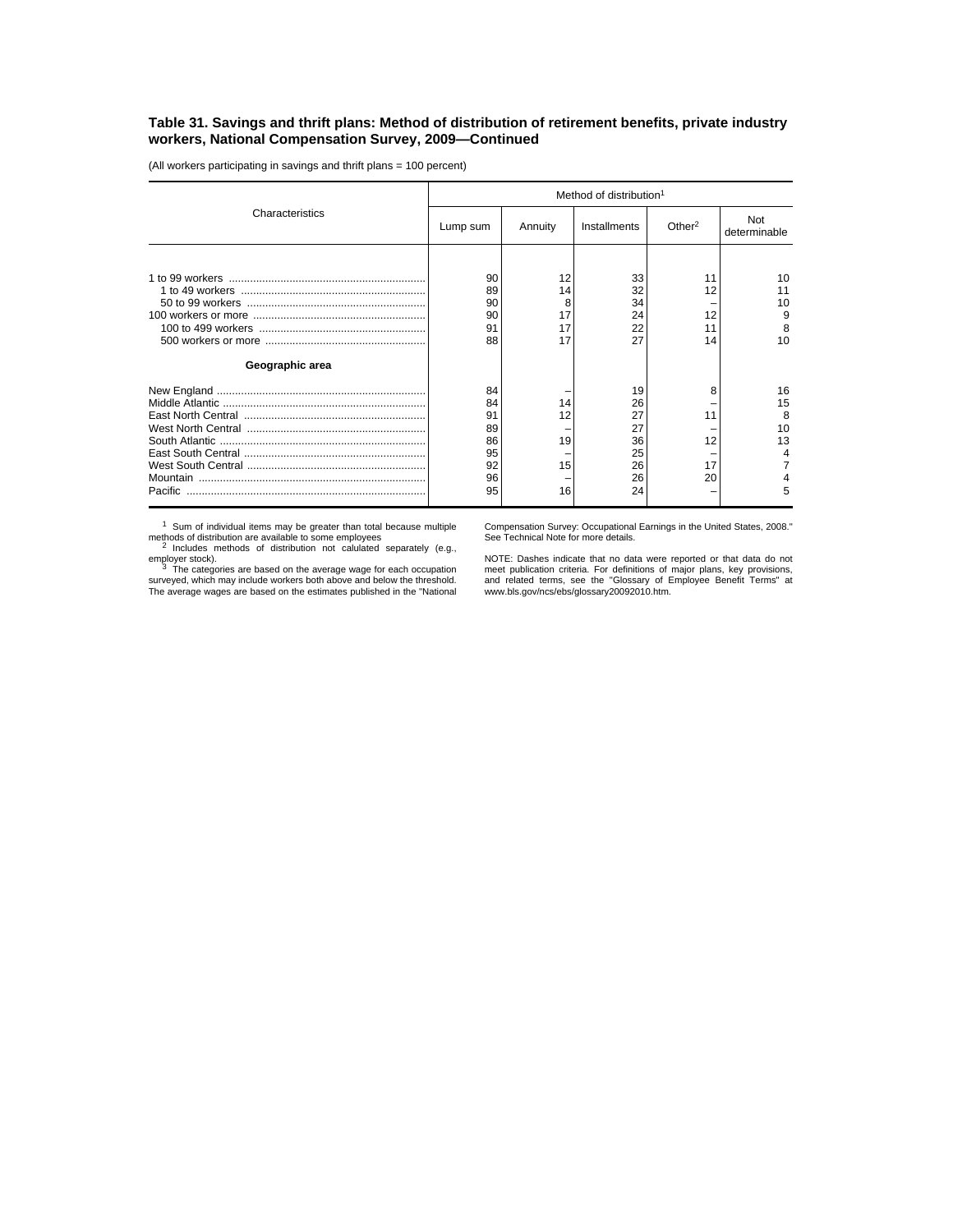**Table 31. Savings and thrift plans: Method of distribution of retirement benefits, private industry workers, National Compensation Survey, 2009—Continued**

(All workers participating in savings and thrift plans = 100 percent)

| Characteristics | Method of distribution[1] | | | | |
|---|---|---|---|---|---|
| | Lump sum | Annuity | Installments | Other[2] | Not determinable |
| 1 to 99 workers | 90 | 12 | 33 | 11 | 10 |
| 1 to 49 workers | 89 | 14 | 32 | 12 | 11 |
| 50 to 99 workers | 90 | 8 | 34 | – | 10 |
| 100 workers or more | 90 | 17 | 24 | 12 | 9 |
| 100 to 499 workers | 91 | 17 | 22 | 11 | 8 |
| 500 workers or more | 88 | 17 | 27 | 14 | 10 |
| **Geographic area** | | | | | |
| New England | 84 | – | 19 | 8 | 16 |
| Middle Atlantic | 84 | 14 | 26 | – | 15 |
| East North Central | 91 | 12 | 27 | 11 | 8 |
| West North Central | 89 | – | 27 | – | 10 |
| South Atlantic | 86 | 19 | 36 | 12 | 13 |
| East South Central | 95 | – | 25 | – | 4 |
| West South Central | 92 | 15 | 26 | 17 | 7 |
| Mountain | 96 | – | 26 | 20 | 4 |
| Pacific | 95 | 16 | 24 | – | 5 |

[1] Sum of individual items may be greater than total because multiple methods of distribution are available to some employees

[2] Includes methods of distribution not calulated separately (e.g., employer stock).

[3] The categories are based on the average wage for each occupation surveyed, which may include workers both above and below the threshold. The average wages are based on the estimates published in the "National Compensation Survey: Occupational Earnings in the United States, 2008." See Technical Note for more details.

NOTE: Dashes indicate that no data were reported or that data do not meet publication criteria. For definitions of major plans, key provisions, and related terms, see the "Glossary of Employee Benefit Terms" at www.bls.gov/ncs/ebs/glossary20092010.htm.